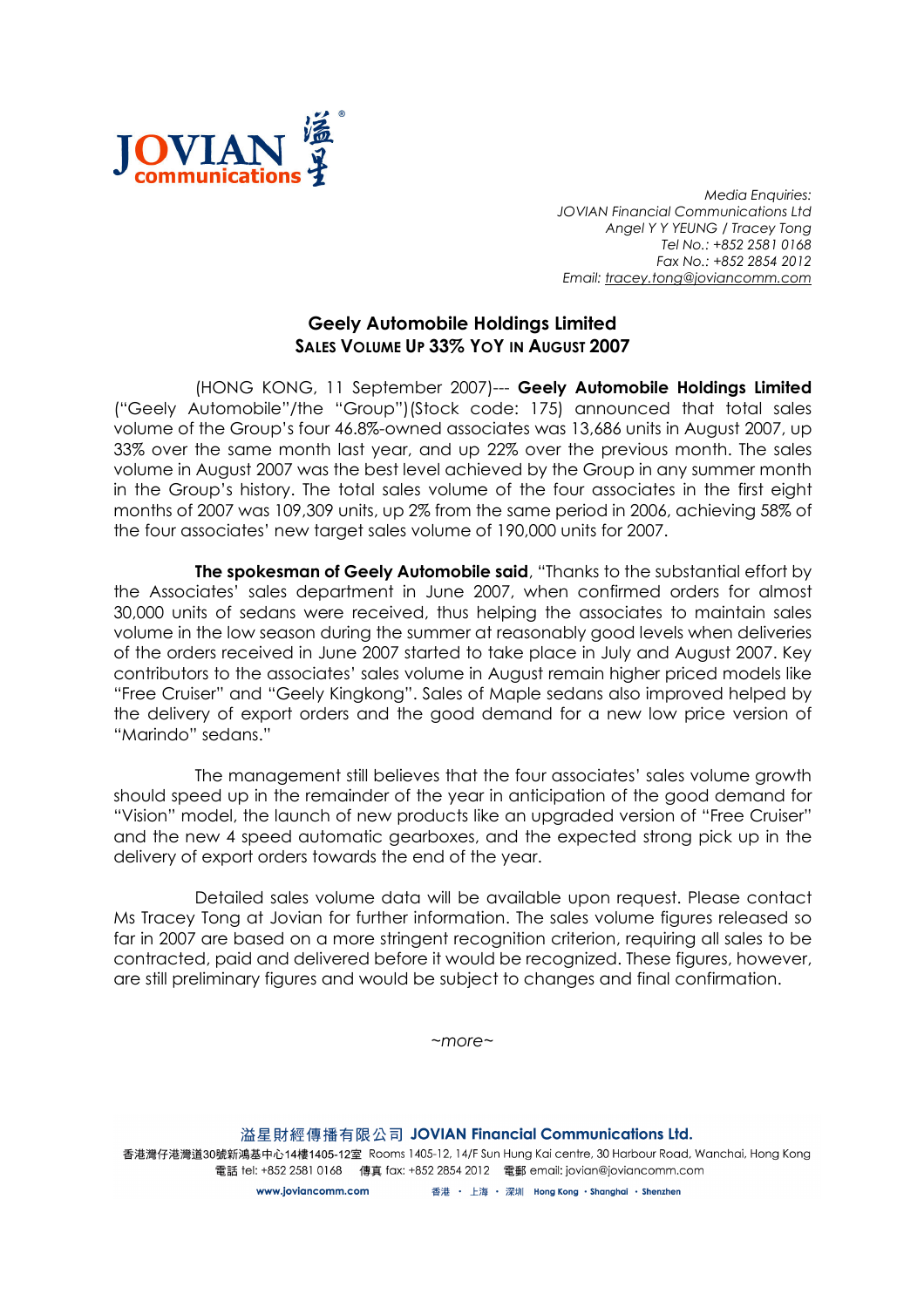JOVIAN communications 溢星

*Media Enquiries:*
*JOVIAN Financial Communications Ltd*
*Angel Y Y YEUNG / Tracey Tong*
*Tel No.: +852 2581 0168*
*Fax No.: +852 2854 2012*
*Email: tracey.tong@joviancomm.com*

# Geely Automobile Holdings Limited

## SALES VOLUME UP 33% YOY IN AUGUST 2007

(HONG KONG, 11 September 2007)--- **Geely Automobile Holdings Limited** ("Geely Automobile"/the "Group")(Stock code: 175) announced that total sales volume of the Group's four 46.8%-owned associates was 13,686 units in August 2007, up 33% over the same month last year, and up 22% over the previous month. The sales volume in August 2007 was the best level achieved by the Group in any summer month in the Group's history. The total sales volume of the four associates in the first eight months of 2007 was 109,309 units, up 2% from the same period in 2006, achieving 58% of the four associates' new target sales volume of 190,000 units for 2007.

**The spokesman of Geely Automobile said**, "Thanks to the substantial effort by the Associates' sales department in June 2007, when confirmed orders for almost 30,000 units of sedans were received, thus helping the associates to maintain sales volume in the low season during the summer at reasonably good levels when deliveries of the orders received in June 2007 started to take place in July and August 2007. Key contributors to the associates' sales volume in August remain higher priced models like "Free Cruiser" and "Geely Kingkong". Sales of Maple sedans also improved helped by the delivery of export orders and the good demand for a new low price version of "Marindo" sedans."

The management still believes that the four associates' sales volume growth should speed up in the remainder of the year in anticipation of the good demand for "Vision" model, the launch of new products like an upgraded version of "Free Cruiser" and the new 4 speed automatic gearboxes, and the expected strong pick up in the delivery of export orders towards the end of the year.

Detailed sales volume data will be available upon request. Please contact Ms Tracey Tong at Jovian for further information. The sales volume figures released so far in 2007 are based on a more stringent recognition criterion, requiring all sales to be contracted, paid and delivered before it would be recognized. These figures, however, are still preliminary figures and would be subject to changes and final confirmation.

*~more~*

溢星財經傳播有限公司 **JOVIAN Financial Communications Ltd.**
香港灣仔港灣道30號新鴻基中心14樓1405-12室 Rooms 1405-12, 14/F Sun Hung Kai centre, 30 Harbour Road, Wanchai, Hong Kong
電話 tel: +852 2581 0168 傳真 fax: +852 2854 2012 電郵 email: jovian@joviancomm.com
www.joviancomm.com 香港 · 上海 · 深圳 Hong Kong · Shanghai · Shenzhen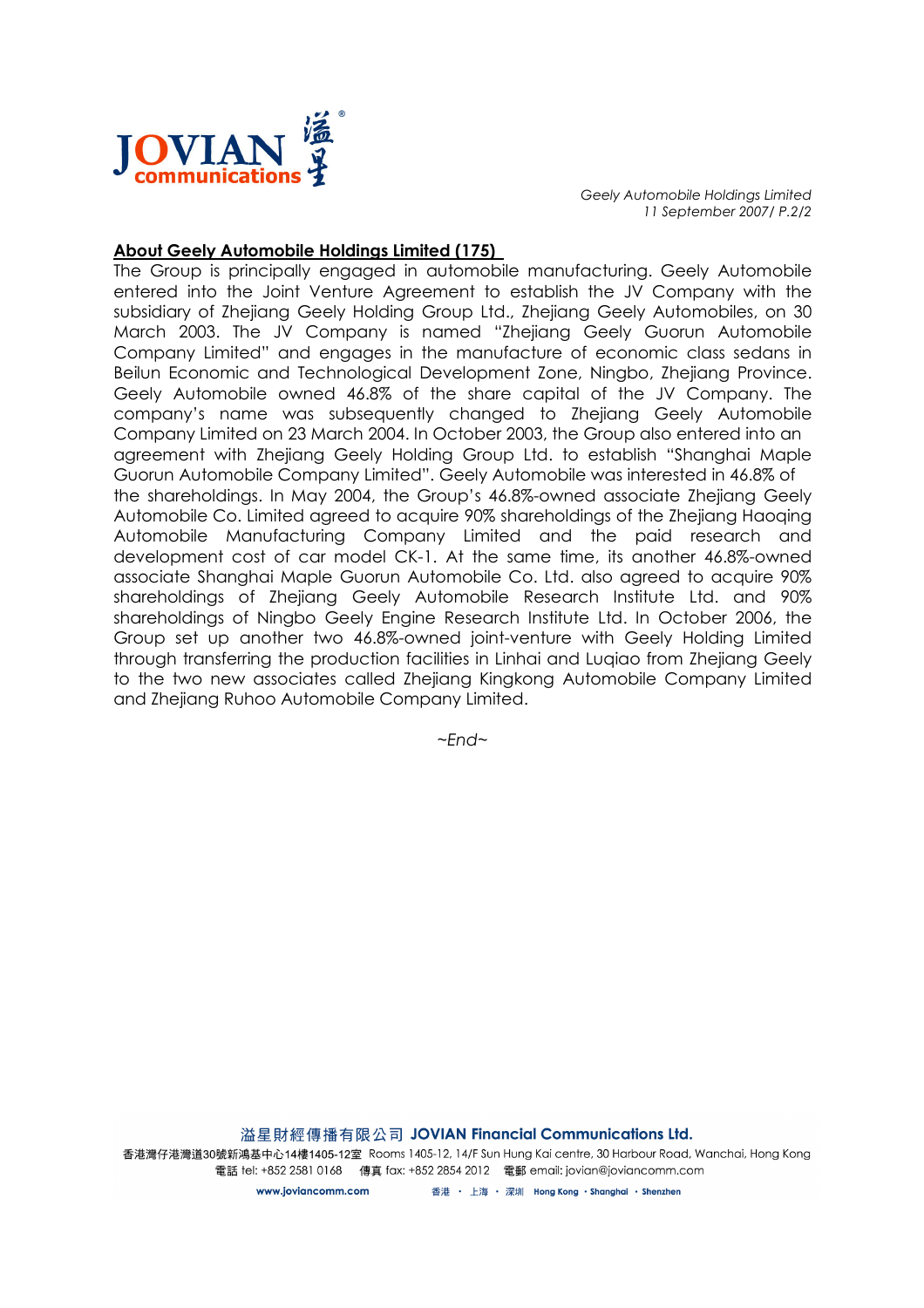**About Geely Automobile Holdings Limited (175)**

The Group is principally engaged in automobile manufacturing. Geely Automobile entered into the Joint Venture Agreement to establish the JV Company with the subsidiary of Zhejiang Geely Holding Group Ltd., Zhejiang Geely Automobiles, on 30 March 2003. The JV Company is named "Zhejiang Geely Guorun Automobile Company Limited" and engages in the manufacture of economic class sedans in Beilun Economic and Technological Development Zone, Ningbo, Zhejiang Province. Geely Automobile owned 46.8% of the share capital of the JV Company. The company's name was subsequently changed to Zhejiang Geely Automobile Company Limited on 23 March 2004. In October 2003, the Group also entered into an agreement with Zhejiang Geely Holding Group Ltd. to establish "Shanghai Maple Guorun Automobile Company Limited". Geely Automobile was interested in 46.8% of the shareholdings. In May 2004, the Group's 46.8%-owned associate Zhejiang Geely Automobile Co. Limited agreed to acquire 90% shareholdings of the Zhejiang Haoqing Automobile Manufacturing Company Limited and the paid research and development cost of car model CK-1. At the same time, its another 46.8%-owned associate Shanghai Maple Guorun Automobile Co. Ltd. also agreed to acquire 90% shareholdings of Zhejiang Geely Automobile Research Institute Ltd. and 90% shareholdings of Ningbo Geely Engine Research Institute Ltd. In October 2006, the Group set up another two 46.8%-owned joint-venture with Geely Holding Limited through transferring the production facilities in Linhai and Luqiao from Zhejiang Geely to the two new associates called Zhejiang Kingkong Automobile Company Limited and Zhejiang Ruhoo Automobile Company Limited.

*~End~*